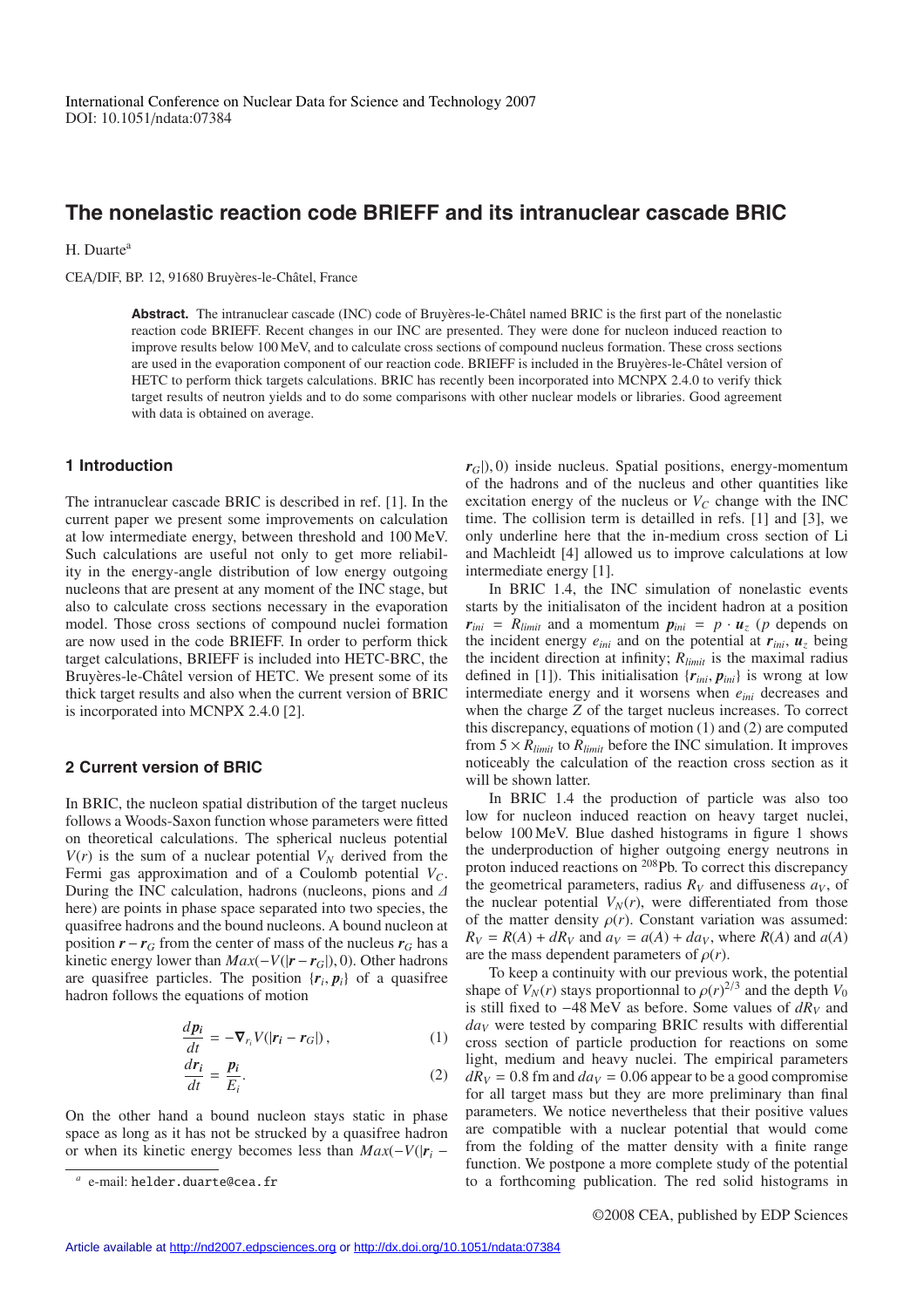International Conference on Nuclear Data for Science and Technology 2007
DOI: 10.1051/ndata:07384

# The nonelastic reaction code BRIEFF and its intranuclear cascade BRIC

H. Duarte[a]

CEA/DIF, BP. 12, 91680 Bruyères-le-Châtel, France

**Abstract.** The intranuclear cascade (INC) code of Bruyères-le-Châtel named BRIC is the first part of the nonelastic reaction code BRIEFF. Recent changes in our INC are presented. They were done for nucleon induced reaction to improve results below 100 MeV, and to calculate cross sections of compound nucleus formation. These cross sections are used in the evaporation component of our reaction code. BRIEFF is included in the Bruyères-le-Châtel version of HETC to perform thick targets calculations. BRIC has recently been incorporated into MCNPX 2.4.0 to verify thick target results of neutron yields and to do some comparisons with other nuclear models or libraries. Good agreement with data is obtained on average.

## 1 Introduction

The intranuclear cascade BRIC is described in ref. [1]. In the current paper we present some improvements on calculation at low intermediate energy, between threshold and 100 MeV. Such calculations are useful not only to get more reliability in the energy-angle distribution of low energy outgoing nucleons that are present at any moment of the INC stage, but also to calculate cross sections necessary in the evaporation model. Those cross sections of compound nuclei formation are now used in the code BRIEFF. In order to perform thick target calculations, BRIEFF is included into HETC-BRC, the Bruyères-le-Châtel version of HETC. We present some of its thick target results and also when the current version of BRIC is incorporated into MCNPX 2.4.0 [2].

## 2 Current version of BRIC

In BRIC, the nucleon spatial distribution of the target nucleus follows a Woods-Saxon function whose parameters were fitted on theoretical calculations. The spherical nucleus potential $V(r)$ is the sum of a nuclear potential $V_N$ derived from the Fermi gas approximation and of a Coulomb potential $V_C$. During the INC calculation, hadrons (nucleons, pions and $\Delta$ here) are points in phase space separated into two species, the quasifree hadrons and the bound nucleons. A bound nucleon at position $\boldsymbol{r}-\boldsymbol{r}_G$ from the center of mass of the nucleus $\boldsymbol{r}_G$ has a kinetic energy lower than $Max(-V(|\boldsymbol{r}-\boldsymbol{r}_G|), 0)$. Other hadrons are quasifree particles. The position $\{\boldsymbol{r}_i, \boldsymbol{p}_i\}$ of a quasifree hadron follows the equations of motion

$$\frac{d\boldsymbol{p}_i}{dt} = -\boldsymbol{\nabla}_{r_i} V(|\boldsymbol{r}_i - \boldsymbol{r}_G|)\,, \tag{1}$$

$$\frac{d\boldsymbol{r}_i}{dt} = \frac{\boldsymbol{p}_i}{E_i}. \tag{2}$$

On the other hand a bound nucleon stays static in phase space as long as it has not be strucked by a quasifree hadron or when its kinetic energy becomes less than $Max(-V(|\boldsymbol{r}_i - \boldsymbol{r}_G|), 0)$ inside nucleus. Spatial positions, energy-momentum of the hadrons and of the nucleus and other quantities like excitation energy of the nucleus or $V_C$ change with the INC time. The collision term is detailled in refs. [1] and [3], we only underline here that the in-medium cross section of Li and Machleidt [4] allowed us to improve calculations at low intermediate energy [1].

In BRIC 1.4, the INC simulation of nonelastic events starts by the initialisaton of the incident hadron at a position $\boldsymbol{r}_{ini} = R_{limit}$ and a momentum $\boldsymbol{p}_{ini} = p \cdot \boldsymbol{u}_z$ ($p$ depends on the incident energy $e_{ini}$ and on the potential at $\boldsymbol{r}_{ini}$, $\boldsymbol{u}_z$ being the incident direction at infinity; $R_{limit}$ is the maximal radius defined in [1]). This initialisation $\{\boldsymbol{r}_{ini}, \boldsymbol{p}_{ini}\}$ is wrong at low intermediate energy and it worsens when $e_{ini}$ decreases and when the charge $Z$ of the target nucleus increases. To correct this discrepancy, equations of motion (1) and (2) are computed from $5 \times R_{limit}$ to $R_{limit}$ before the INC simulation. It improves noticeably the calculation of the reaction cross section as it will be shown latter.

In BRIC 1.4 the production of particle was also too low for nucleon induced reaction on heavy target nuclei, below 100 MeV. Blue dashed histograms in figure 1 shows the underproduction of higher outgoing energy neutrons in proton induced reactions on $^{208}$Pb. To correct this discrepancy the geometrical parameters, radius $R_V$ and diffuseness $a_V$, of the nuclear potential $V_N(r)$, were differentiated from those of the matter density $\rho(r)$. Constant variation was assumed: $R_V = R(A) + dR_V$ and $a_V = a(A) + da_V$, where $R(A)$ and $a(A)$ are the mass dependent parameters of $\rho(r)$.

To keep a continuity with our previous work, the potential shape of $V_N(r)$ stays proportionnal to $\rho(r)^{2/3}$ and the depth $V_0$ is still fixed to $-48$ MeV as before. Some values of $dR_V$ and $da_V$ were tested by comparing BRIC results with differential cross section of particle production for reactions on some light, medium and heavy nuclei. The empirical parameters $dR_V = 0.8$ fm and $da_V = 0.06$ appear to be a good compromise for all target mass but they are more preliminary than final parameters. We notice nevertheless that their positive values are compatible with a nuclear potential that would come from the folding of the matter density with a finite range function. We postpone a more complete study of the potential to a forthcoming publication. The red solid histograms in

[a] e-mail: helder.duarte@cea.fr

©2008 CEA, published by EDP Sciences

Article available at http://nd2007.edpsciences.org or http://dx.doi.org/10.1051/ndata:07384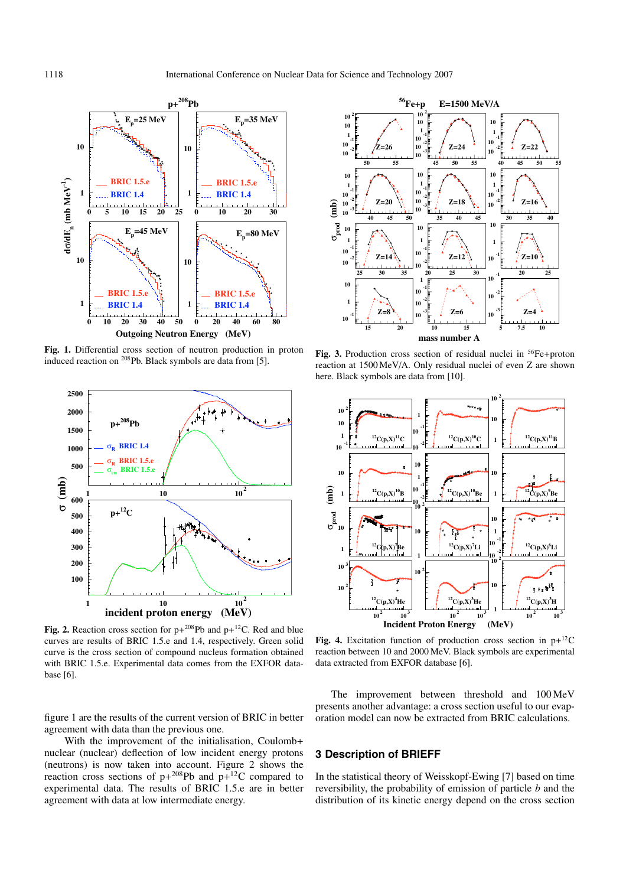**Fig. 1.** Differential cross section of neutron production in proton induced reaction on $^{208}$Pb. Black symbols are data from [5].

**Fig. 2.** Reaction cross section for p+$^{208}$Pb and p+$^{12}$C. Red and blue curves are results of BRIC 1.5.e and 1.4, respectively. Green solid curve is the cross section of compound nucleus formation obtained with BRIC 1.5.e. Experimental data comes from the EXFOR database [6].

**Fig. 3.** Production cross section of residual nuclei in $^{56}$Fe+proton reaction at 1500 MeV/A. Only residual nuclei of even Z are shown here. Black symbols are data from [10].

**Fig. 4.** Excitation function of production cross section in p+$^{12}$C reaction between 10 and 2000 MeV. Black symbols are experimental data extracted from EXFOR database [6].

figure 1 are the results of the current version of BRIC in better agreement with data than the previous one.

With the improvement of the initialisation, Coulomb+nuclear (nuclear) deflection of low incident energy protons (neutrons) is now taken into account. Figure 2 shows the reaction cross sections of p+$^{208}$Pb and p+$^{12}$C compared to experimental data. The results of BRIC 1.5.e are in better agreement with data at low intermediate energy.

The improvement between threshold and 100 MeV presents another advantage: a cross section useful to our evaporation model can now be extracted from BRIC calculations.

## 3 Description of BRIEFF

In the statistical theory of Weisskopf-Ewing [7] based on time reversibility, the probability of emission of particle $b$ and the distribution of its kinetic energy depend on the cross section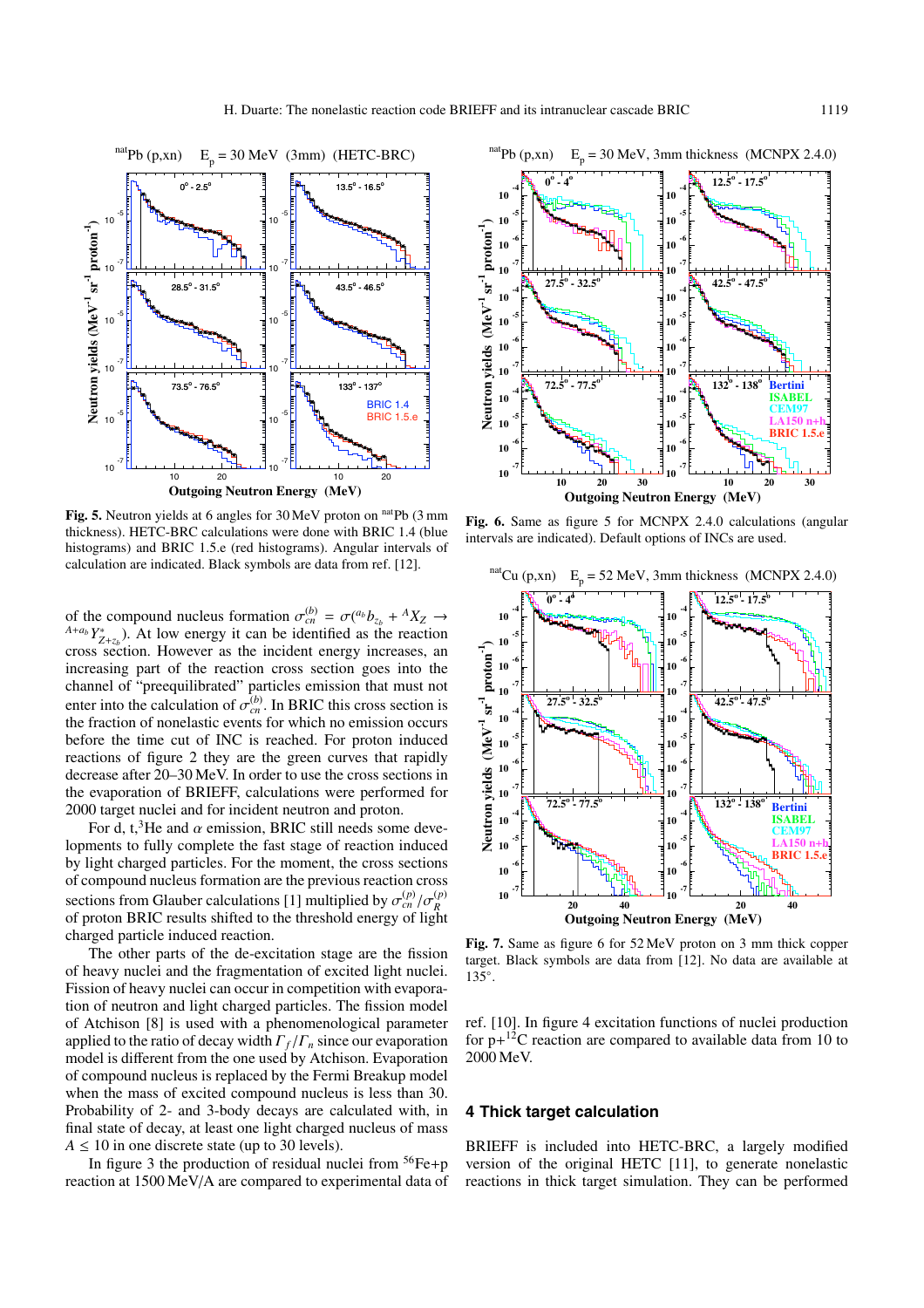Fig. 5. Neutron yields at 6 angles for 30 MeV proton on $^{nat}$Pb (3 mm thickness). HETC-BRC calculations were done with BRIC 1.4 (blue histograms) and BRIC 1.5.e (red histograms). Angular intervals of calculation are indicated. Black symbols are data from ref. [12].

Fig. 6. Same as figure 5 for MCNPX 2.4.0 calculations (angular intervals are indicated). Default options of INCs are used.

Fig. 7. Same as figure 6 for 52 MeV proton on 3 mm thick copper target. Black symbols are data from [12]. No data are available at 135°.

of the compound nucleus formation $\sigma_{cn}^{(b)} = \sigma({}^{a_b}b_{z_b} + {}^{A}X_Z \rightarrow {}^{A+a_b}Y^{*}_{Z+z_b})$. At low energy it can be identified as the reaction cross section. However as the incident energy increases, an increasing part of the reaction cross section goes into the channel of "preequilibrated" particles emission that must not enter into the calculation of $\sigma_{cn}^{(b)}$. In BRIC this cross section is the fraction of nonelastic events for which no emission occurs before the time cut of INC is reached. For proton induced reactions of figure 2 they are the green curves that rapidly decrease after 20–30 MeV. In order to use the cross sections in the evaporation of BRIEFF, calculations were performed for 2000 target nuclei and for incident neutron and proton.

For d, t,$^3$He and $\alpha$ emission, BRIC still needs some developments to fully complete the fast stage of reaction induced by light charged particles. For the moment, the cross sections of compound nucleus formation are the previous reaction cross sections from Glauber calculations [1] multiplied by $\sigma_{cn}^{(p)}/\sigma_{R}^{(p)}$ of proton BRIC results shifted to the threshold energy of light charged particle induced reaction.

The other parts of the de-excitation stage are the fission of heavy nuclei and the fragmentation of excited light nuclei. Fission of heavy nuclei can occur in competition with evaporation of neutron and light charged particles. The fission model of Atchison [8] is used with a phenomenological parameter applied to the ratio of decay width $\Gamma_f/\Gamma_n$ since our evaporation model is different from the one used by Atchison. Evaporation of compound nucleus is replaced by the Fermi Breakup model when the mass of excited compound nucleus is less than 30. Probability of 2- and 3-body decays are calculated with, in final state of decay, at least one light charged nucleus of mass $A \leq 10$ in one discrete state (up to 30 levels).

In figure 3 the production of residual nuclei from $^{56}$Fe+p reaction at 1500 MeV/A are compared to experimental data of ref. [10]. In figure 4 excitation functions of nuclei production for p+$^{12}$C reaction are compared to available data from 10 to 2000 MeV.

## 4 Thick target calculation

BRIEFF is included into HETC-BRC, a largely modified version of the original HETC [11], to generate nonelastic reactions in thick target simulation. They can be performed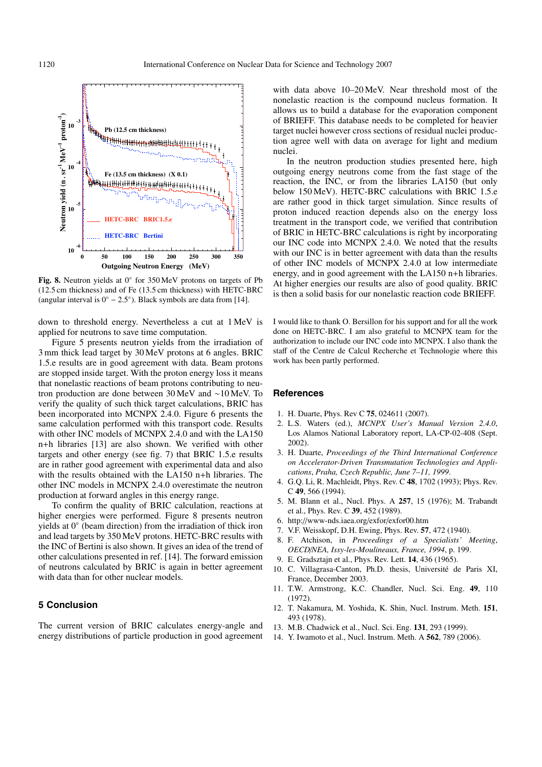Pb (12.5 cm thickness)

Fe (13.5 cm thickness) (X 0.1)

HETC-BRC BRIC1.5.e

HETC-BRC Bertini

Neutron yield (n . sr$^{-1}$ MeV$^{-1}$ proton$^{-1}$)

10$^{-3}$

10$^{-4}$

10$^{-5}$

10$^{-6}$

0 50 100 150 200 250 300 350

Outgoing Neutron Energy (MeV)

**Fig. 8.** Neutron yields at 0° for 350 MeV protons on targets of Pb (12.5 cm thickness) and of Fe (13.5 cm thickness) with HETC-BRC (angular interval is $0° - 2.5°$). Black symbols are data from [14].

down to threshold energy. Nevertheless a cut at 1 MeV is applied for neutrons to save time computation.

Figure 5 presents neutron yields from the irradiation of 3 mm thick lead target by 30 MeV protons at 6 angles. BRIC 1.5.e results are in good agreement with data. Beam protons are stopped inside target. With the proton energy loss it means that nonelastic reactions of beam protons contributing to neutron production are done between 30 MeV and ∼10 MeV. To verify the quality of such thick target calculations, BRIC has been incorporated into MCNPX 2.4.0. Figure 6 presents the same calculation performed with this transport code. Results with other INC models of MCNPX 2.4.0 and with the LA150 n+h libraries [13] are also shown. We verified with other targets and other energy (see fig. 7) that BRIC 1.5.e results are in rather good agreement with experimental data and also with the results obtained with the LA150 n+h libraries. The other INC models in MCNPX 2.4.0 overestimate the neutron production at forward angles in this energy range.

To confirm the quality of BRIC calculation, reactions at higher energies were performed. Figure 8 presents neutron yields at 0° (beam direction) from the irradiation of thick iron and lead targets by 350 MeV protons. HETC-BRC results with the INC of Bertini is also shown. It gives an idea of the trend of other calculations presented in ref. [14]. The forward emission of neutrons calculated by BRIC is again in better agreement with data than for other nuclear models.

## 5 Conclusion

The current version of BRIC calculates energy-angle and energy distributions of particle production in good agreement with data above 10–20 MeV. Near threshold most of the nonelastic reaction is the compound nucleus formation. It allows us to build a database for the evaporation component of BRIEFF. This database needs to be completed for heavier target nuclei however cross sections of residual nuclei production agree well with data on average for light and medium nuclei.

In the neutron production studies presented here, high outgoing energy neutrons come from the fast stage of the reaction, the INC, or from the libraries LA150 (but only below 150 MeV). HETC-BRC calculations with BRIC 1.5.e are rather good in thick target simulation. Since results of proton induced reaction depends also on the energy loss treatment in the transport code, we verified that contribution of BRIC in HETC-BRC calculations is right by incorporating our INC code into MCNPX 2.4.0. We noted that the results with our INC is in better agreement with data than the results of other INC models of MCNPX 2.4.0 at low intermediate energy, and in good agreement with the LA150 n+h libraries. At higher energies our results are also of good quality. BRIC is then a solid basis for our nonelastic reaction code BRIEFF.

I would like to thank O. Bersillon for his support and for all the work done on HETC-BRC. I am also grateful to MCNPX team for the authorization to include our INC code into MCNPX. I also thank the staff of the Centre de Calcul Recherche et Technologie where this work has been partly performed.

## References

1. H. Duarte, Phys. Rev C **75**, 024611 (2007).
2. L.S. Waters (ed.), *MCNPX User's Manual Version 2.4.0*, Los Alamos National Laboratory report, LA-CP-02-408 (Sept. 2002).
3. H. Duarte, *Proceedings of the Third International Conference on Accelerator-Driven Transmutation Technologies and Applications*, *Praha, Czech Republic, June 7–11, 1999*.
4. G.Q. Li, R. Machleidt, Phys. Rev. C **48**, 1702 (1993); Phys. Rev. C **49**, 566 (1994).
5. M. Blann et al., Nucl. Phys. A **257**, 15 (1976); M. Trabandt et al., Phys. Rev. C **39**, 452 (1989).
6. http://www-nds.iaea.org/exfor/exfor00.htm
7. V.F. Weisskopf, D.H. Ewing, Phys. Rev. **57**, 472 (1940).
8. F. Atchison, in *Proceedings of a Specialists' Meeting, OECD/NEA, Issy-les-Moulineaux, France, 1994*, p. 199.
9. E. Gradsztajn et al., Phys. Rev. Lett. **14**, 436 (1965).
10. C. Villagrasa-Canton, Ph.D. thesis, Université de Paris XI, France, December 2003.
11. T.W. Armstrong, K.C. Chandler, Nucl. Sci. Eng. **49**, 110 (1972).
12. T. Nakamura, M. Yoshida, K. Shin, Nucl. Instrum. Meth. **151**, 493 (1978).
13. M.B. Chadwick et al., Nucl. Sci. Eng. **131**, 293 (1999).
14. Y. Iwamoto et al., Nucl. Instrum. Meth. A **562**, 789 (2006).